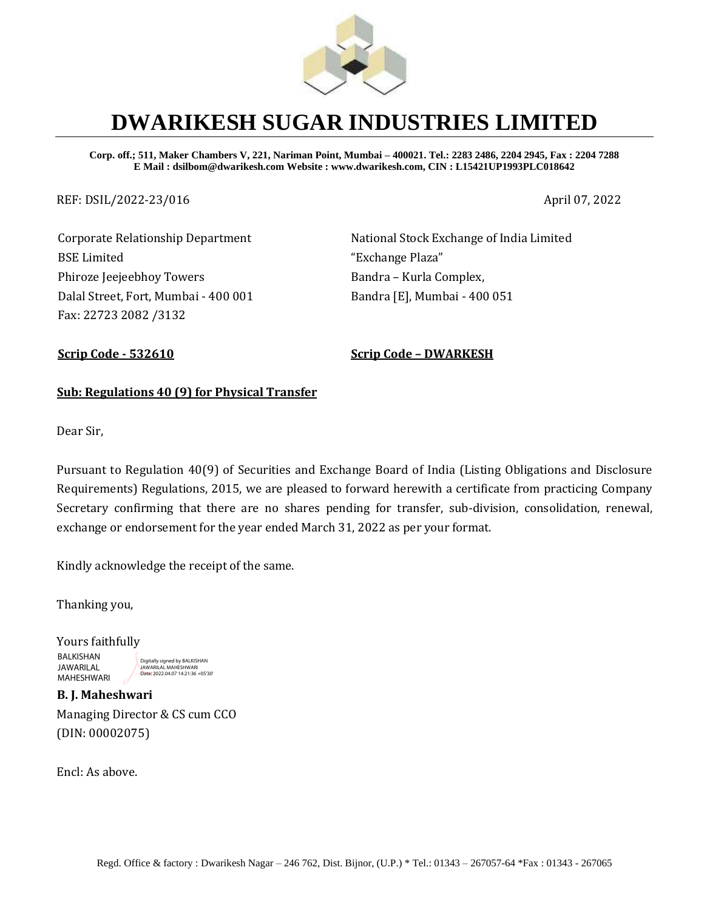# DWARIKESH SUGAR INDUSTRIES LIMITED

**Corp. off.; 511, Maker Chambers V, 221, Nariman Point, Mumbai – 400021. Tel.: 2283 2486, 2204 2945, Fax : 2204 7288**
**E Mail : dsilbom@dwarikesh.com Website : www.dwarikesh.com, CIN : L15421UP1993PLC018642**

REF: DSIL/2022-23/016

April 07, 2022

Corporate Relationship Department
BSE Limited
Phiroze Jeejeebhoy Towers
Dalal Street, Fort, Mumbai - 400 001
Fax: 22723 2082 /3132

**Scrip Code - 532610**

National Stock Exchange of India Limited
"Exchange Plaza"
Bandra – Kurla Complex,
Bandra [E], Mumbai - 400 051

**Scrip Code – DWARKESH**

**Sub: Regulations 40 (9) for Physical Transfer**

Dear Sir,

Pursuant to Regulation 40(9) of Securities and Exchange Board of India (Listing Obligations and Disclosure Requirements) Regulations, 2015, we are pleased to forward herewith a certificate from practicing Company Secretary confirming that there are no shares pending for transfer, sub-division, consolidation, renewal, exchange or endorsement for the year ended March 31, 2022 as per your format.

Kindly acknowledge the receipt of the same.

Thanking you,

Yours faithfully

BALKISHAN JAWARILAL MAHESHWARI

Digitally signed by BALKISHAN JAWARILAL MAHESHWARI
Date: 2022.04.07 14:21:36 +05'30'

**B. J. Maheshwari**
Managing Director & CS cum CCO
(DIN: 00002075)

Encl: As above.

Regd. Office & factory : Dwarikesh Nagar – 246 762, Dist. Bijnor, (U.P.) * Tel.: 01343 – 267057-64 *Fax : 01343 - 267065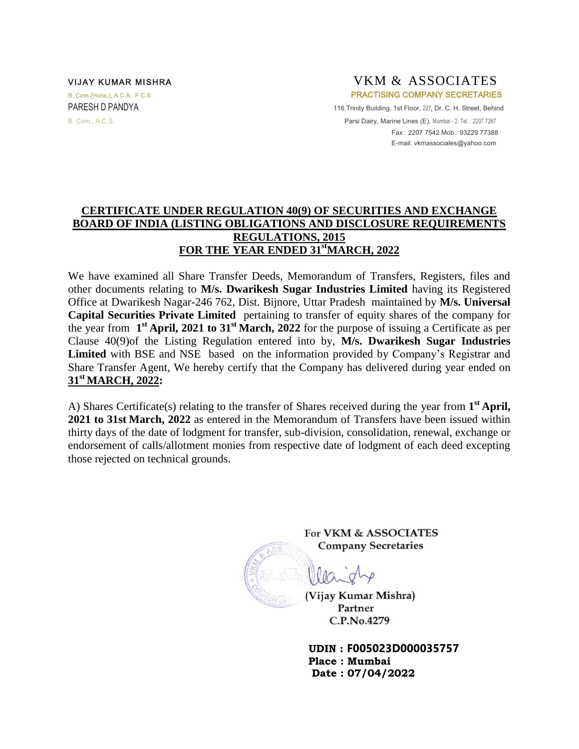VIJAY KUMAR MISHRA
B. Com (Hons.), A C A . F C.S
PARESH D PANDYA
B. Com., A.C.S.

VKM & ASSOCIATES
PRACTISING COMPANY SECRETARIES
116,Trinity Building, 1st Floor, 227, Dr. C. H. Street, Behind Parsi Dairy, Marine Lines (E), Mumbai - 2. Tel. : 2207 7267
Fax : 2207 7542 Mob.: 93229 77388
E-mail: vkmassociales@yahoo.com

# CERTIFICATE UNDER REGULATION 40(9) OF SECURITIES AND EXCHANGE BOARD OF INDIA (LISTING OBLIGATIONS AND DISCLOSURE REQUIREMENTS REGULATIONS, 2015 FOR THE YEAR ENDED 31st MARCH, 2022

We have examined all Share Transfer Deeds, Memorandum of Transfers, Registers, files and other documents relating to **M/s. Dwarikesh Sugar Industries Limited** having its Registered Office at Dwarikesh Nagar-246 762, Dist. Bijnore, Uttar Pradesh maintained by **M/s. Universal Capital Securities Private Limited** pertaining to transfer of equity shares of the company for the year from **1st April, 2021 to 31st March, 2022** for the purpose of issuing a Certificate as per Clause 40(9)of the Listing Regulation entered into by, **M/s. Dwarikesh Sugar Industries Limited** with BSE and NSE based on the information provided by Company's Registrar and Share Transfer Agent, We hereby certify that the Company has delivered during year ended on **31st MARCH, 2022:**

A) Shares Certificate(s) relating to the transfer of Shares received during the year from **1st April, 2021 to 31st March, 2022** as entered in the Memorandum of Transfers have been issued within thirty days of the date of lodgment for transfer, sub-division, consolidation, renewal, exchange or endorsement of calls/allotment monies from respective date of lodgment of each deed excepting those rejected on technical grounds.

For VKM & ASSOCIATES
Company Secretaries

(Vijay Kumar Mishra)
Partner
C.P.No.4279

**UDIN : F005023D000035757**
**Place : Mumbai**
**Date : 07/04/2022**